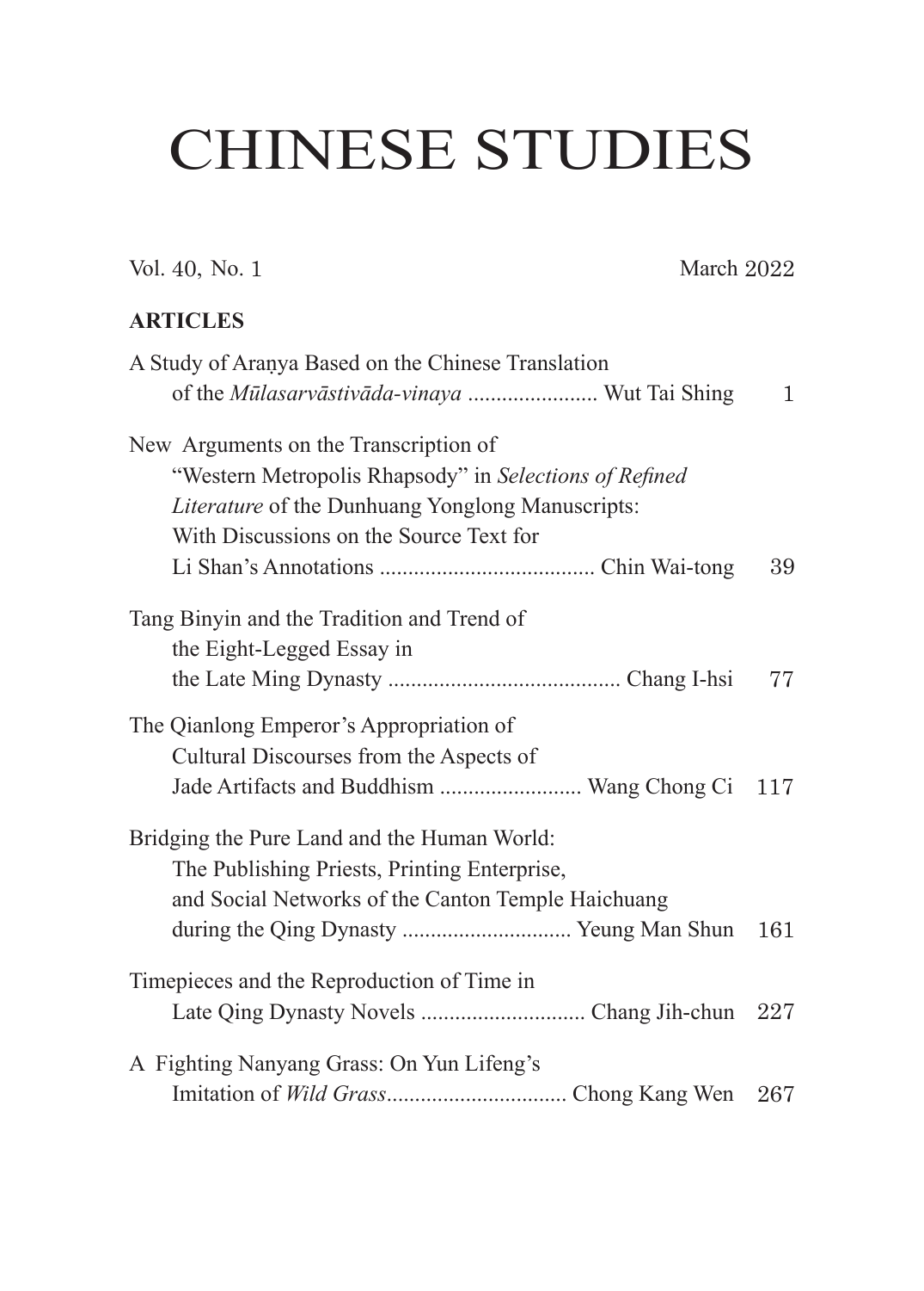# CHINESE STUDIES

Vol. 40, No. 1 March 2022

## ARTICLES

A Study of Araṇya Based on the Chinese Translation of the *Mūlasarvāstivāda-vinaya* ....................... Wut Tai Shing 1

New Arguments on the Transcription of "Western Metropolis Rhapsody" in *Selections of Refined Literature* of the Dunhuang Yonglong Manuscripts: With Discussions on the Source Text for Li Shan's Annotations ...................................... Chin Wai-tong 39

Tang Binyin and the Tradition and Trend of the Eight-Legged Essay in the Late Ming Dynasty ......................................... Chang I-hsi 77

The Qianlong Emperor's Appropriation of Cultural Discourses from the Aspects of Jade Artifacts and Buddhism ......................... Wang Chong Ci 117

Bridging the Pure Land and the Human World: The Publishing Priests, Printing Enterprise, and Social Networks of the Canton Temple Haichuang during the Qing Dynasty .............................. Yeung Man Shun 161

Timepieces and the Reproduction of Time in Late Qing Dynasty Novels ............................. Chang Jih-chun 227

A Fighting Nanyang Grass: On Yun Lifeng's Imitation of *Wild Grass*................................ Chong Kang Wen 267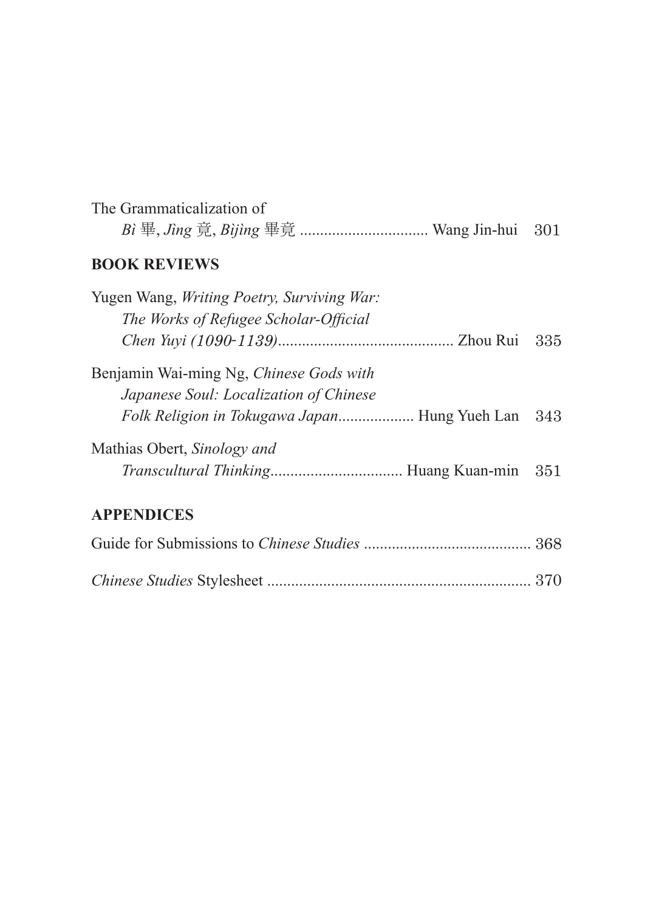The Grammaticalization of
*Bì* 畢, *Jìng* 竟, *Bìjìng* 畢竟 ................................ Wang Jin-hui 301

## BOOK REVIEWS

Yugen Wang, *Writing Poetry, Surviving War: The Works of Refugee Scholar-Official Chen Yuyi (1090-1139)*.......................................... Zhou Rui 335

Benjamin Wai-ming Ng, *Chinese Gods with Japanese Soul: Localization of Chinese Folk Religion in Tokugawa Japan*................... Hung Yueh Lan 343

Mathias Obert, *Sinology and Transcultural Thinking*................................ Huang Kuan-min 351

## APPENDICES

Guide for Submissions to *Chinese Studies* .......................................... 368

*Chinese Studies* Stylesheet .................................................................. 370